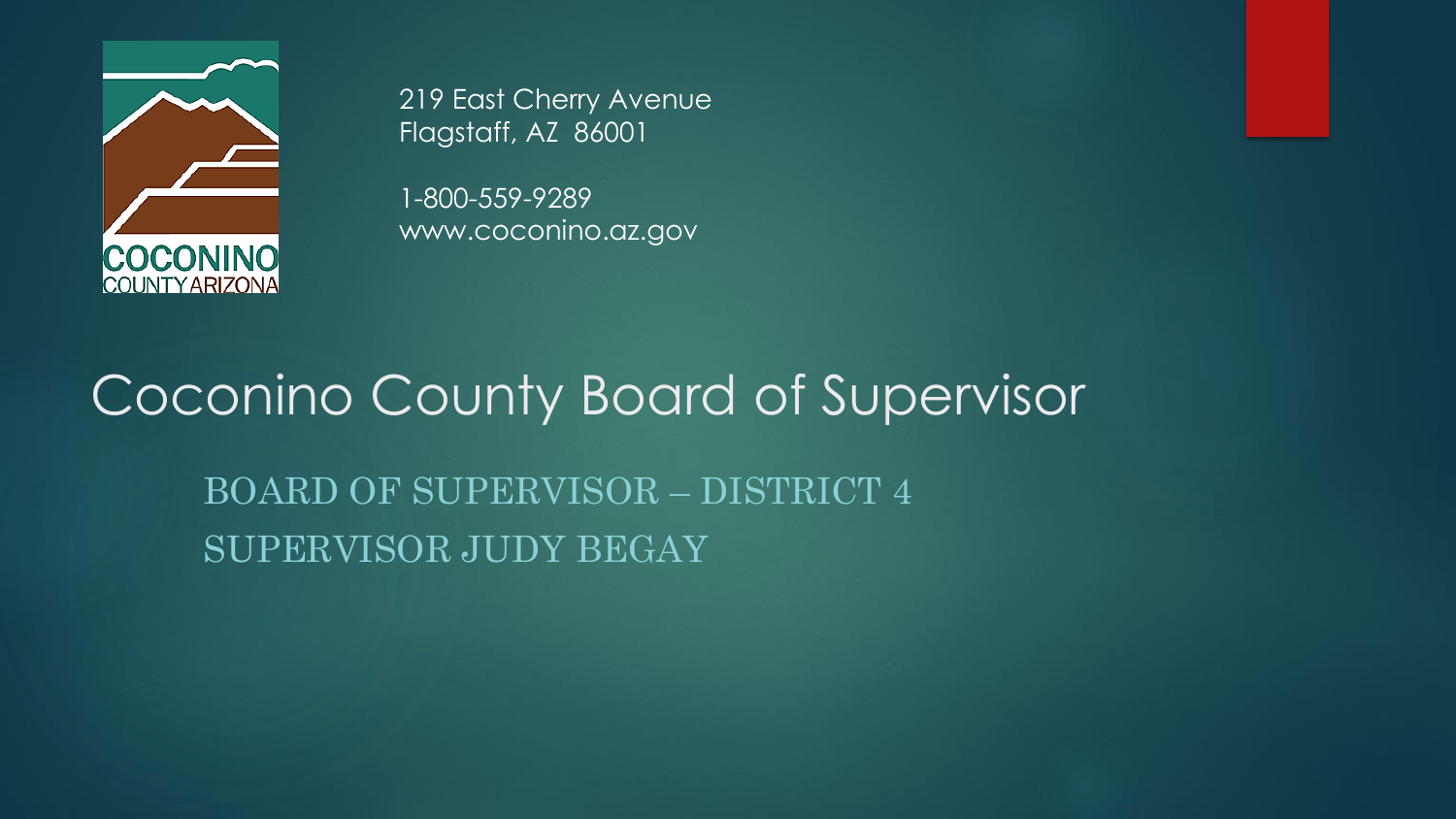COCONINO
COUNTY ARIZONA

219 East Cherry Avenue
Flagstaff, AZ 86001

1-800-559-9289
www.coconino.az.gov

# Coconino County Board of Supervisor

## BOARD OF SUPERVISOR – DISTRICT 4
## SUPERVISOR JUDY BEGAY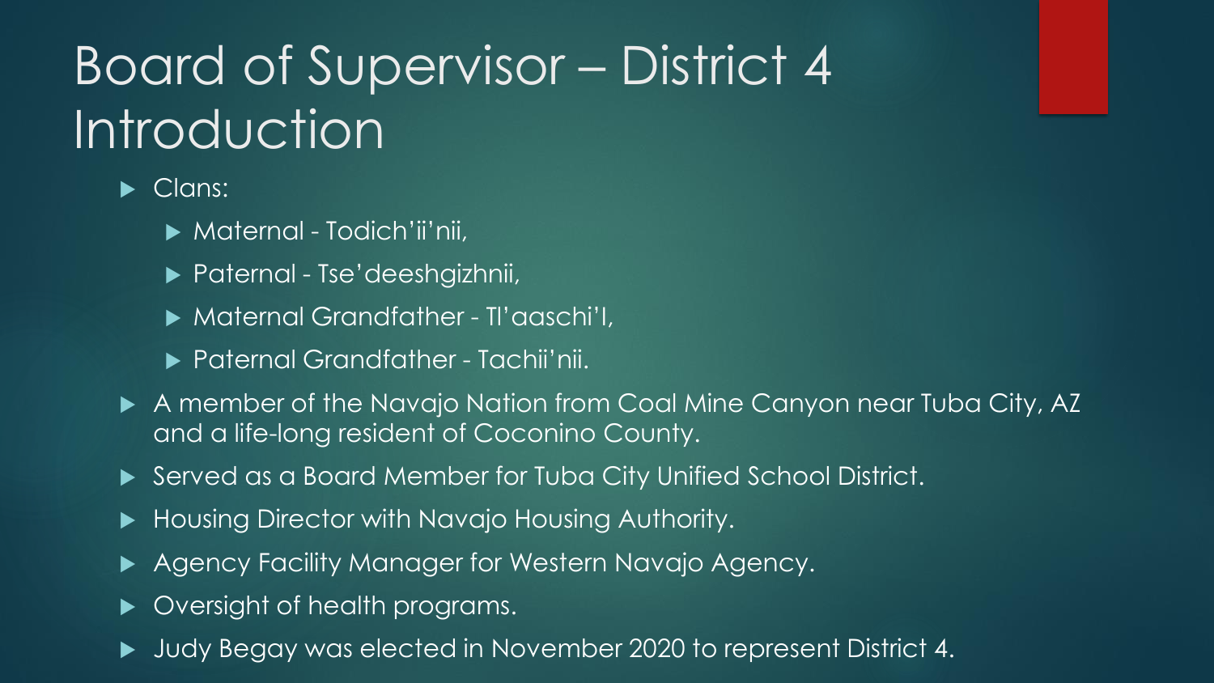# Board of Supervisor – District 4 Introduction

- Clans:
  - Maternal - Todich'ii'nii,
  - Paternal - Tse'deeshgizhnii,
  - Maternal Grandfather - Tl'aaschi'I,
  - Paternal Grandfather - Tachii'nii.
- A member of the Navajo Nation from Coal Mine Canyon near Tuba City, AZ and a life-long resident of Coconino County.
- Served as a Board Member for Tuba City Unified School District.
- Housing Director with Navajo Housing Authority.
- Agency Facility Manager for Western Navajo Agency.
- Oversight of health programs.
- Judy Begay was elected in November 2020 to represent District 4.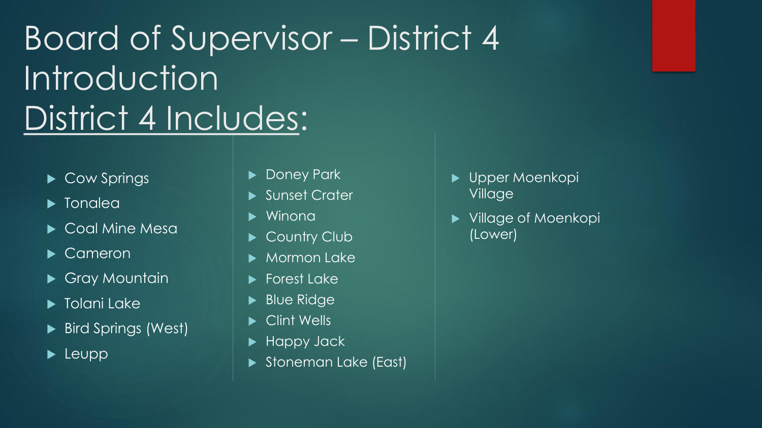# Board of Supervisor – District 4 Introduction

## District 4 Includes:

- Cow Springs
- Tonalea
- Coal Mine Mesa
- Cameron
- Gray Mountain
- Tolani Lake
- Bird Springs (West)
- Leupp
- Doney Park
- Sunset Crater
- Winona
- Country Club
- Mormon Lake
- Forest Lake
- Blue Ridge
- Clint Wells
- Happy Jack
- Stoneman Lake (East)
- Upper Moenkopi Village
- Village of Moenkopi (Lower)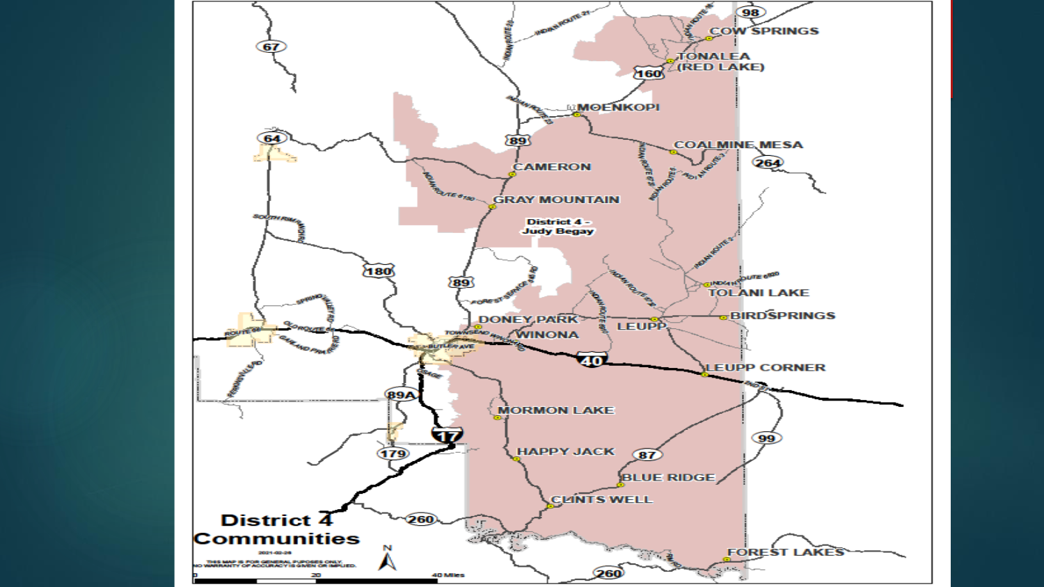# District 4 Communities

2021-02-26

THIS MAP IS FOR GENERAL PURPOSES ONLY. NO WARRANTY OF ACCURACY IS GIVEN OR IMPLIED.

District 4 - Judy Begay

- COW SPRINGS
- TONALEA (RED LAKE)
- MOENKOPI
- COALMINE MESA
- CAMERON
- GRAY MOUNTAIN
- TOLANI LAKE
- BIRDSPRINGS
- DONEY PARK
- WINONA
- LEUPP
- LEUPP CORNER
- MORMON LAKE
- HAPPY JACK
- BLUE RIDGE
- CLINTS WELL
- FOREST LAKES

0 20 40 Miles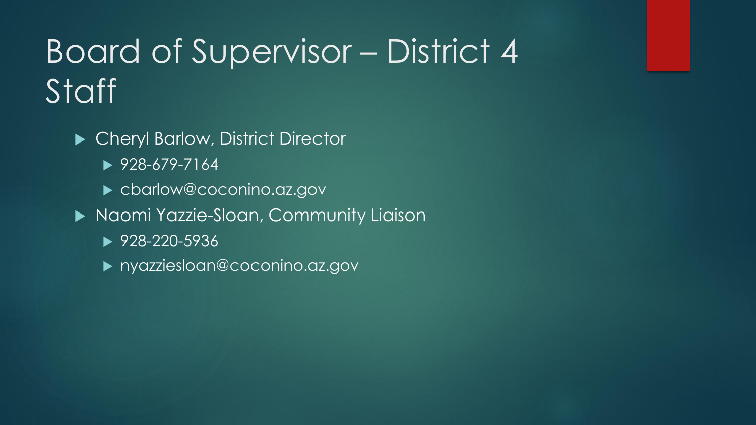# Board of Supervisor – District 4 Staff

- Cheryl Barlow, District Director
  - 928-679-7164
  - cbarlow@coconino.az.gov
- Naomi Yazzie-Sloan, Community Liaison
  - 928-220-5936
  - nyazziesloan@coconino.az.gov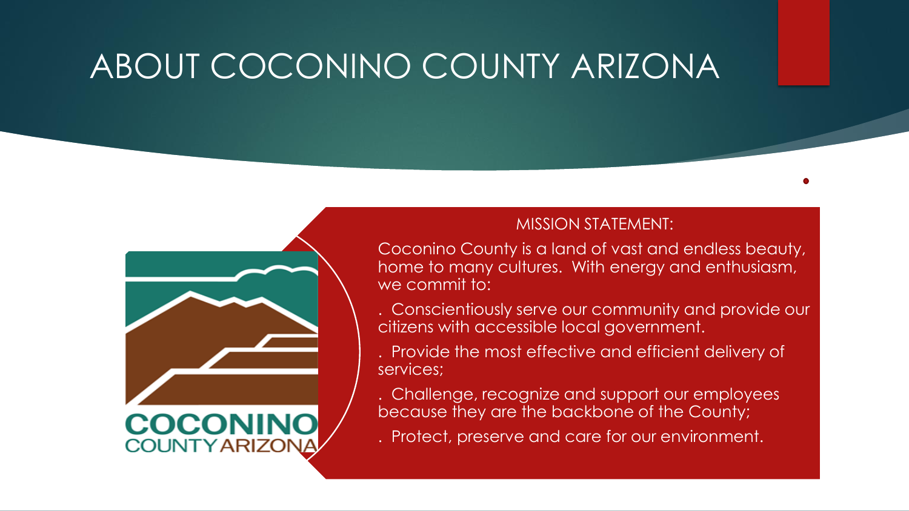# ABOUT COCONINO COUNTY ARIZONA

COCONINO
COUNTY ARIZONA

MISSION STATEMENT:

Coconino County is a land of vast and endless beauty, home to many cultures. With energy and enthusiasm, we commit to:

. Conscientiously serve our community and provide our citizens with accessible local government.

. Provide the most effective and efficient delivery of services;

. Challenge, recognize and support our employees because they are the backbone of the County;

. Protect, preserve and care for our environment.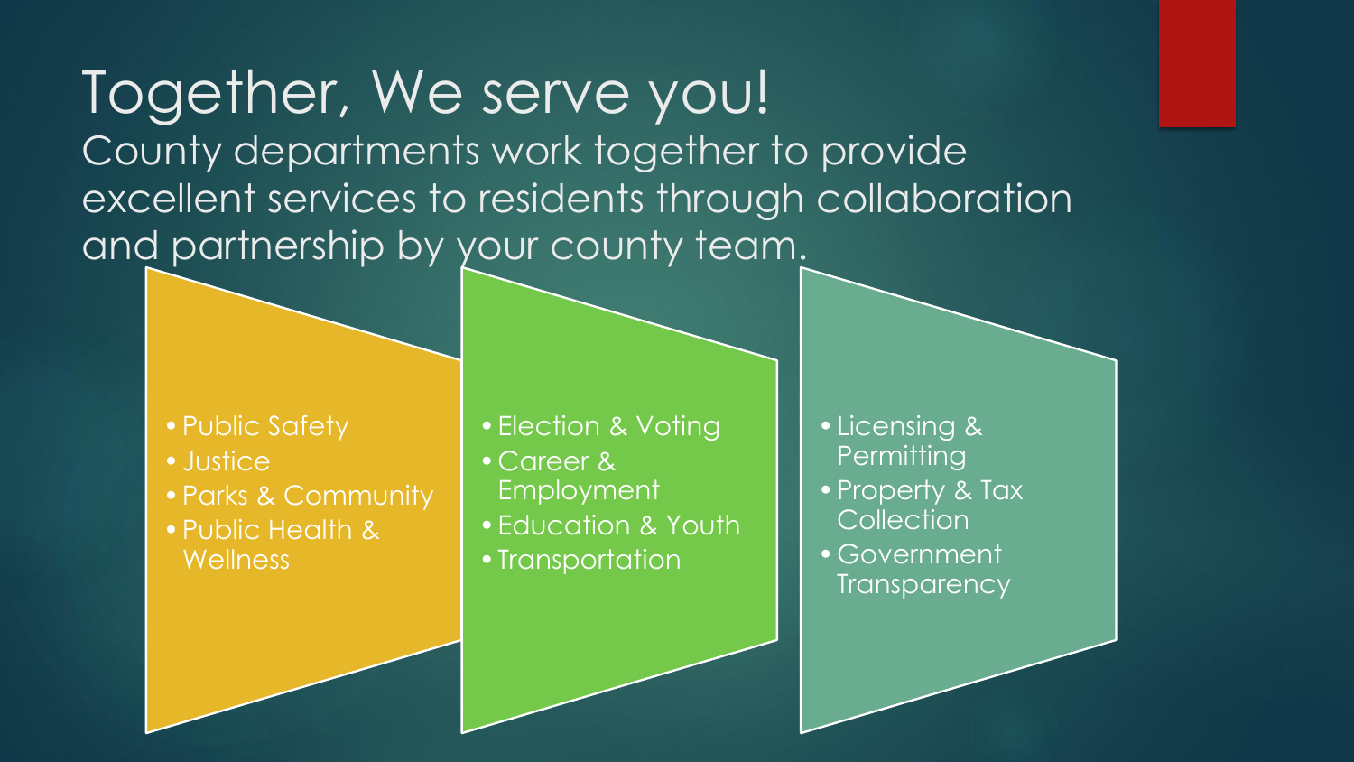# Together, We serve you!

County departments work together to provide excellent services to residents through collaboration and partnership by your county team.

- Public Safety
- Justice
- Parks & Community
- Public Health & Wellness

- Election & Voting
- Career & Employment
- Education & Youth
- Transportation

- Licensing & Permitting
- Property & Tax Collection
- Government Transparency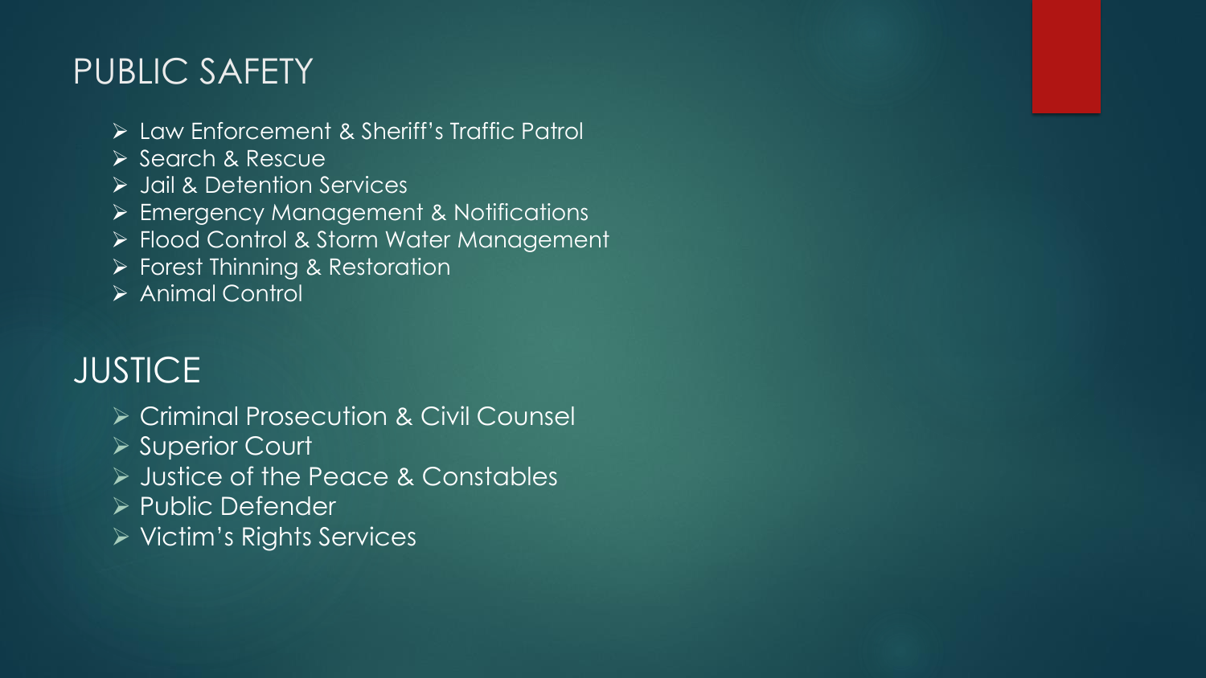## PUBLIC SAFETY

- Law Enforcement & Sheriff's Traffic Patrol
- Search & Rescue
- Jail & Detention Services
- Emergency Management & Notifications
- Flood Control & Storm Water Management
- Forest Thinning & Restoration
- Animal Control

## JUSTICE

- Criminal Prosecution & Civil Counsel
- Superior Court
- Justice of the Peace & Constables
- Public Defender
- Victim's Rights Services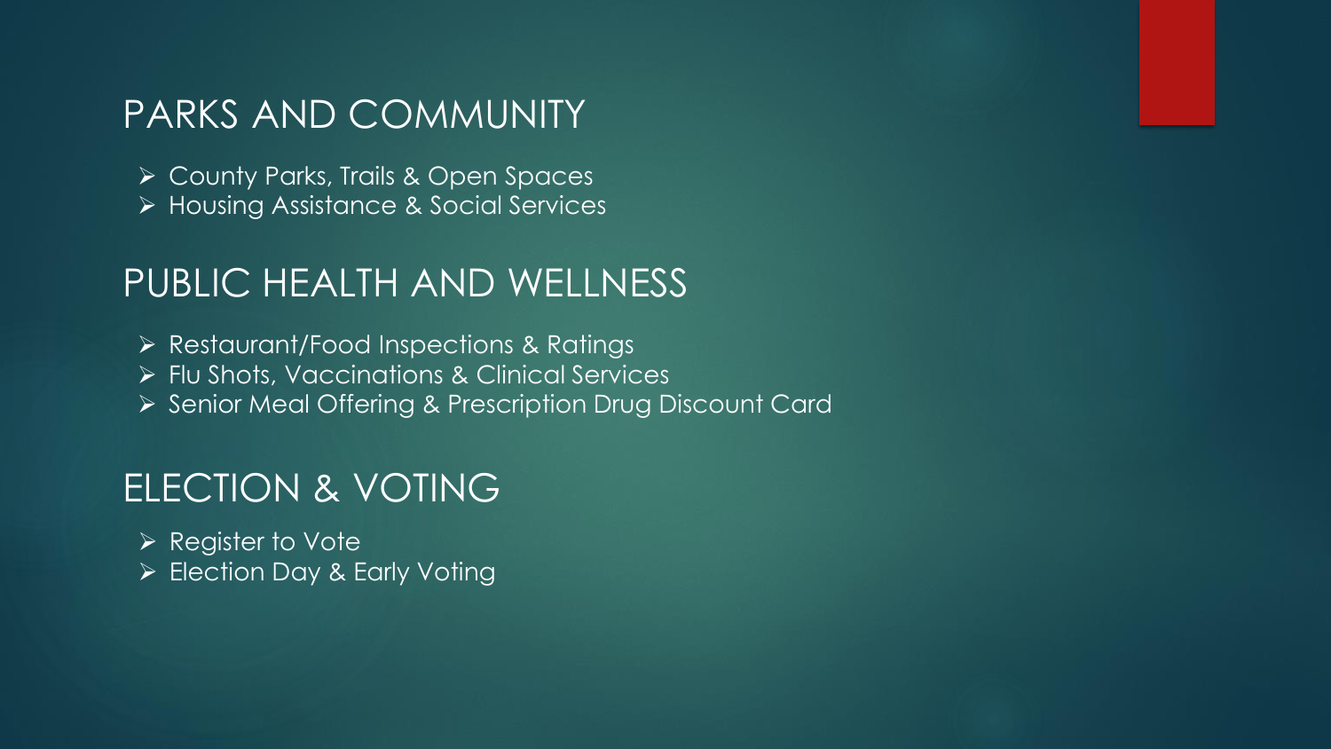## PARKS AND COMMUNITY

- County Parks, Trails & Open Spaces
- Housing Assistance & Social Services

## PUBLIC HEALTH AND WELLNESS

- Restaurant/Food Inspections & Ratings
- Flu Shots, Vaccinations & Clinical Services
- Senior Meal Offering & Prescription Drug Discount Card

## ELECTION & VOTING

- Register to Vote
- Election Day & Early Voting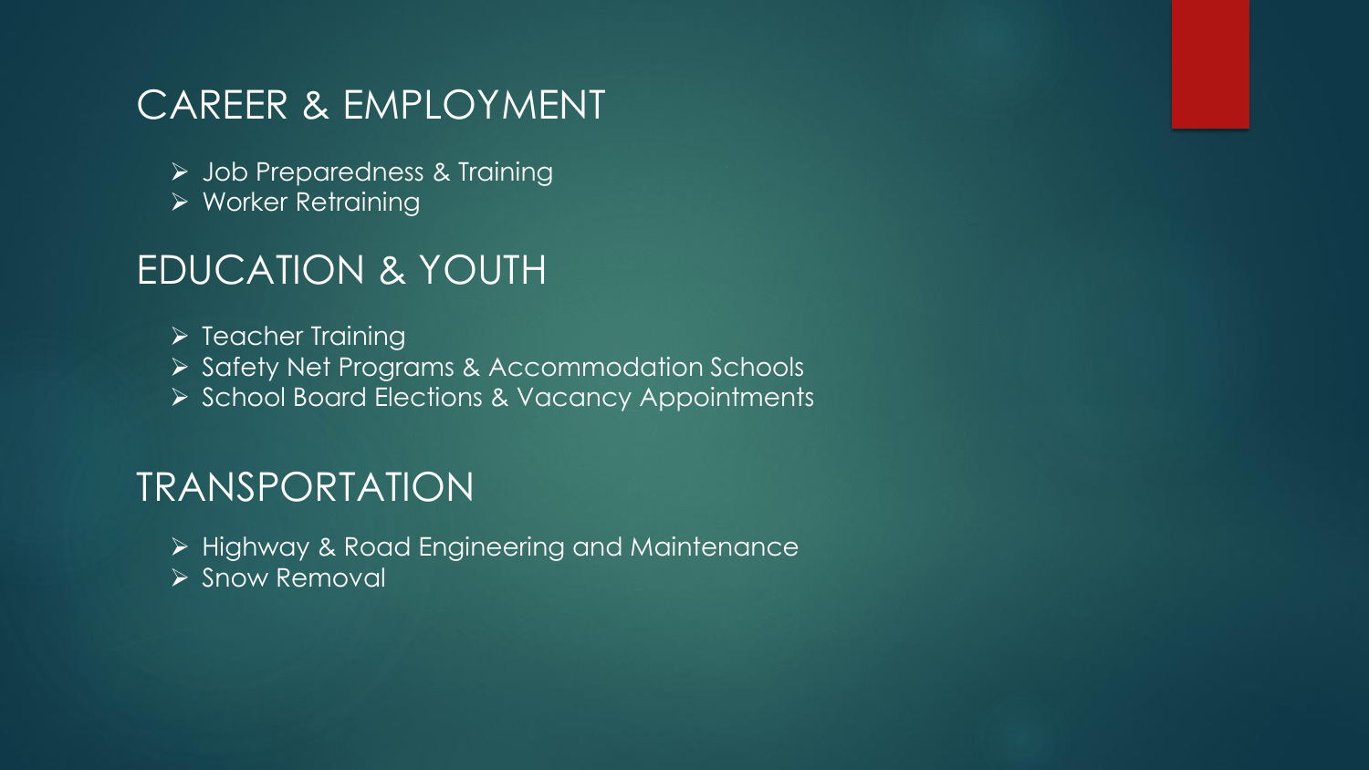## CAREER & EMPLOYMENT

- Job Preparedness & Training
- Worker Retraining

## EDUCATION & YOUTH

- Teacher Training
- Safety Net Programs & Accommodation Schools
- School Board Elections & Vacancy Appointments

## TRANSPORTATION

- Highway & Road Engineering and Maintenance
- Snow Removal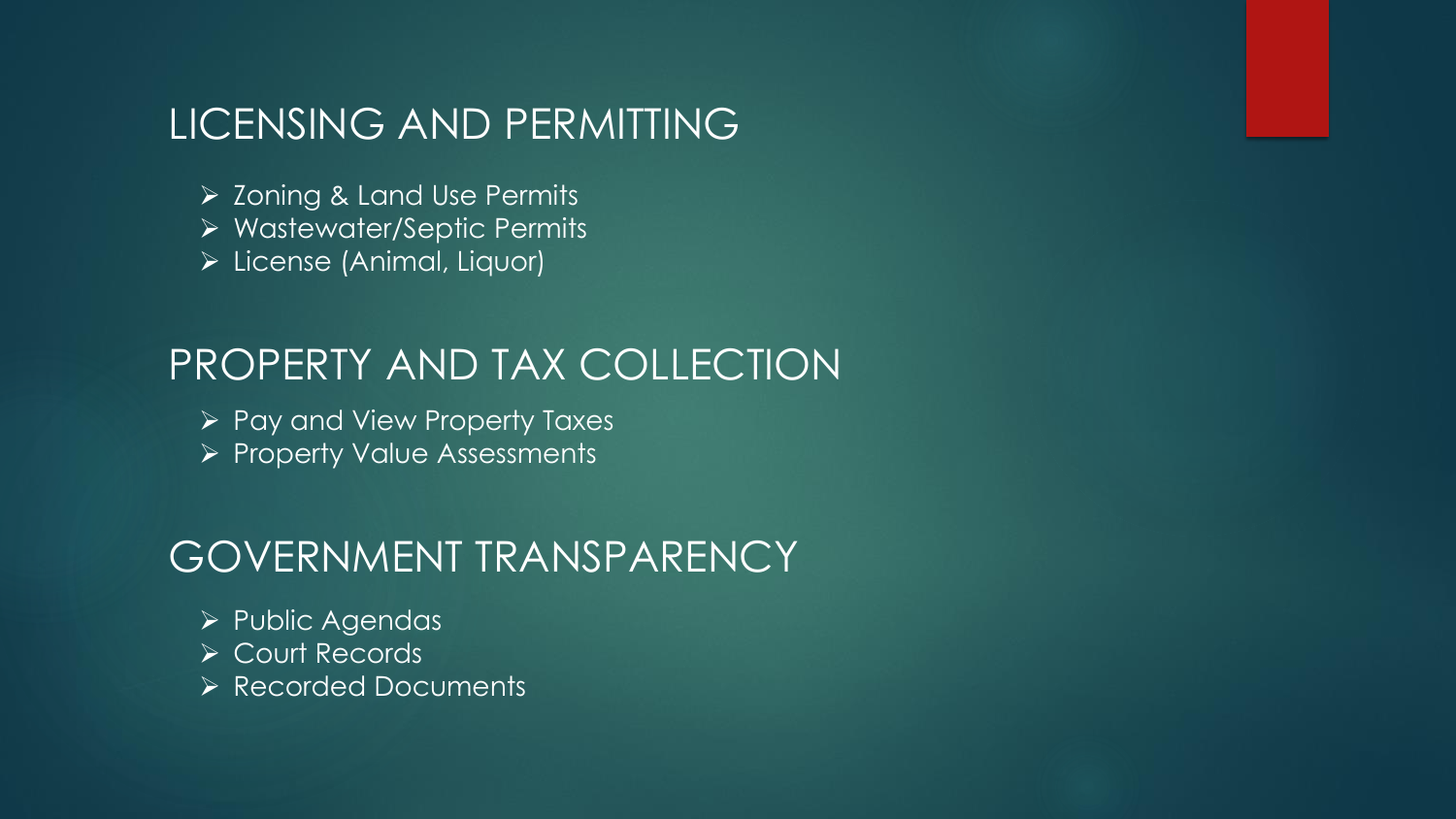## LICENSING AND PERMITTING

- Zoning & Land Use Permits
- Wastewater/Septic Permits
- License (Animal, Liquor)

## PROPERTY AND TAX COLLECTION

- Pay and View Property Taxes
- Property Value Assessments

## GOVERNMENT TRANSPARENCY

- Public Agendas
- Court Records
- Recorded Documents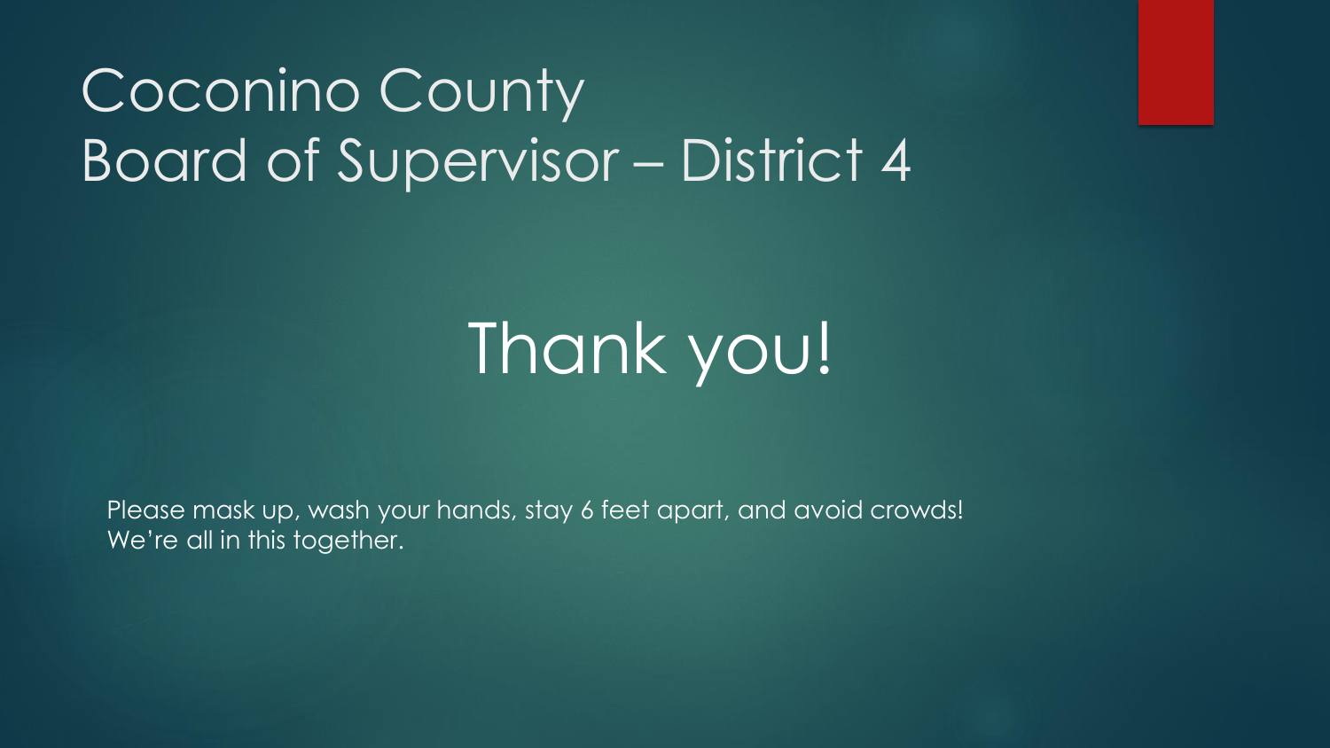# Coconino County
# Board of Supervisor – District 4

## Thank you!

Please mask up, wash your hands, stay 6 feet apart, and avoid crowds!
We're all in this together.